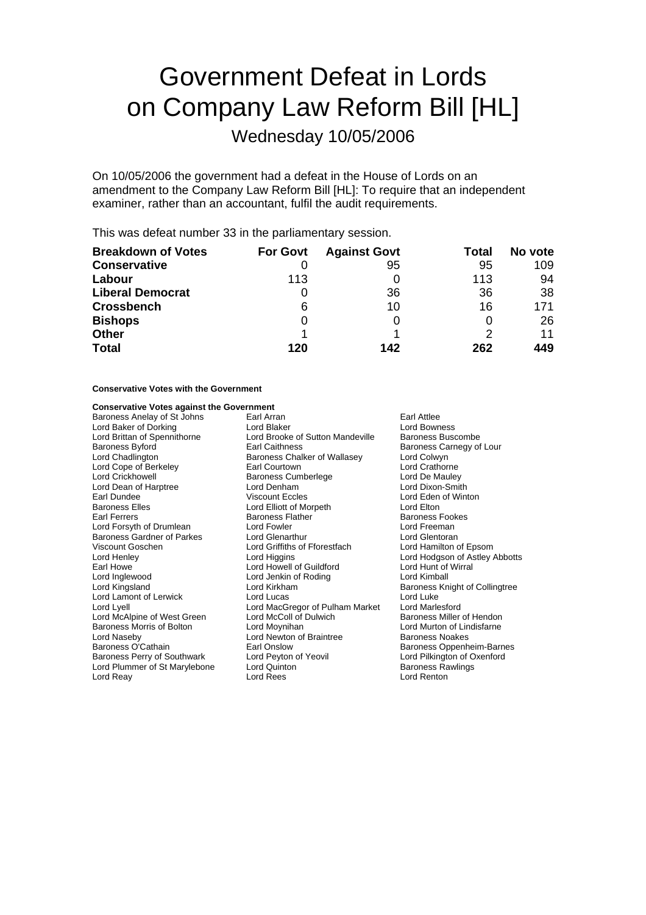# Government Defeat in Lords on Company Law Reform Bill [HL]

## Wednesday 10/05/2006

On 10/05/2006 the government had a defeat in the House of Lords on an amendment to the Company Law Reform Bill [HL]: To require that an independent examiner, rather than an accountant, fulfil the audit requirements.

This was defeat number 33 in the parliamentary session.

| Breakdown of Votes | For Govt | Against Govt | Total | No vote |
|---|---|---|---|---|
| **Conservative** | 0 | 95 | 95 | 109 |
| **Labour** | 113 | 0 | 113 | 94 |
| **Liberal Democrat** | 0 | 36 | 36 | 38 |
| **Crossbench** | 6 | 10 | 16 | 171 |
| **Bishops** | 0 | 0 | 0 | 26 |
| **Other** | 1 | 1 | 2 | 11 |
| **Total** | **120** | **142** | **262** | **449** |

**Conservative Votes with the Government**

**Conservative Votes against the Government**

Baroness Anelay of St Johns
Earl Arran
Earl Attlee
Lord Baker of Dorking
Lord Blaker
Lord Bowness
Lord Brittan of Spennithorne
Lord Brooke of Sutton Mandeville
Baroness Buscombe
Baroness Byford
Earl Caithness
Baroness Carnegy of Lour
Lord Chadlington
Baroness Chalker of Wallasey
Lord Colwyn
Lord Cope of Berkeley
Earl Courtown
Lord Crathorne
Lord Crickhowell
Baroness Cumberlege
Lord De Mauley
Lord Dean of Harptree
Lord Denham
Lord Dixon-Smith
Earl Dundee
Viscount Eccles
Lord Eden of Winton
Baroness Elles
Lord Elliott of Morpeth
Lord Elton
Earl Ferrers
Baroness Flather
Baroness Fookes
Lord Forsyth of Drumlean
Lord Fowler
Lord Freeman
Baroness Gardner of Parkes
Lord Glenarthur
Lord Glentoran
Viscount Goschen
Lord Griffiths of Fforestfach
Lord Hamilton of Epsom
Lord Henley
Lord Higgins
Lord Hodgson of Astley Abbotts
Earl Howe
Lord Howell of Guildford
Lord Hunt of Wirral
Lord Inglewood
Lord Jenkin of Roding
Lord Kimball
Lord Kingsland
Lord Kirkham
Baroness Knight of Collingtree
Lord Lamont of Lerwick
Lord Lucas
Lord Luke
Lord Lyell
Lord MacGregor of Pulham Market
Lord Marlesford
Lord McAlpine of West Green
Lord McColl of Dulwich
Baroness Miller of Hendon
Baroness Morris of Bolton
Lord Moynihan
Lord Murton of Lindisfarne
Lord Naseby
Lord Newton of Braintree
Baroness Noakes
Baroness O'Cathain
Earl Onslow
Baroness Oppenheim-Barnes
Baroness Perry of Southwark
Lord Peyton of Yeovil
Lord Pilkington of Oxenford
Lord Plummer of St Marylebone
Lord Quinton
Baroness Rawlings
Lord Reay
Lord Rees
Lord Renton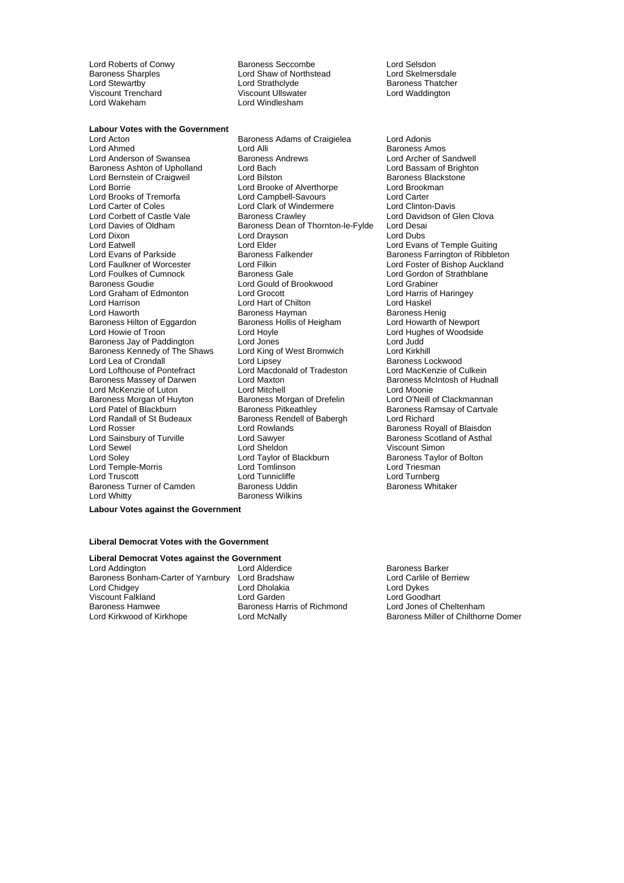Lord Roberts of Conwy
Baroness Seccombe
Lord Selsdon
Baroness Sharples
Lord Shaw of Northstead
Lord Skelmersdale
Lord Stewartby
Lord Strathclyde
Baroness Thatcher
Viscount Trenchard
Viscount Ullswater
Lord Waddington
Lord Wakeham
Lord Windlesham

**Labour Votes with the Government**

Lord Acton
Baroness Adams of Craigielea
Lord Adonis
Lord Ahmed
Lord Alli
Baroness Amos
Lord Anderson of Swansea
Baroness Andrews
Lord Archer of Sandwell
Baroness Ashton of Upholland
Lord Bach
Lord Bassam of Brighton
Lord Bernstein of Craigweil
Lord Bilston
Baroness Blackstone
Lord Borrie
Lord Brooke of Alverthorpe
Lord Brookman
Lord Brooks of Tremorfa
Lord Campbell-Savours
Lord Carter
Lord Carter of Coles
Lord Clark of Windermere
Lord Clinton-Davis
Lord Corbett of Castle Vale
Baroness Crawley
Lord Davidson of Glen Clova
Lord Davies of Oldham
Baroness Dean of Thornton-le-Fylde
Lord Desai
Lord Dixon
Lord Drayson
Lord Dubs
Lord Eatwell
Lord Elder
Lord Evans of Temple Guiting
Lord Evans of Parkside
Baroness Falkender
Baroness Farrington of Ribbleton
Lord Faulkner of Worcester
Lord Filkin
Lord Foster of Bishop Auckland
Lord Foulkes of Cumnock
Baroness Gale
Lord Gordon of Strathblane
Baroness Goudie
Lord Gould of Brookwood
Lord Grabiner
Lord Graham of Edmonton
Lord Grocott
Lord Harris of Haringey
Lord Harrison
Lord Hart of Chilton
Lord Haskel
Lord Haworth
Baroness Hayman
Baroness Henig
Baroness Hilton of Eggardon
Baroness Hollis of Heigham
Lord Howarth of Newport
Lord Howie of Troon
Lord Hoyle
Lord Hughes of Woodside
Baroness Jay of Paddington
Lord Jones
Lord Judd
Baroness Kennedy of The Shaws
Lord King of West Bromwich
Lord Kirkhill
Lord Lea of Crondall
Lord Lipsey
Baroness Lockwood
Lord Lofthouse of Pontefract
Lord Macdonald of Tradeston
Lord MacKenzie of Culkein
Baroness Massey of Darwen
Lord Maxton
Baroness McIntosh of Hudnall
Lord McKenzie of Luton
Lord Mitchell
Lord Moonie
Baroness Morgan of Huyton
Baroness Morgan of Drefelin
Lord O'Neill of Clackmannan
Lord Patel of Blackburn
Baroness Pitkeathley
Baroness Ramsay of Cartvale
Lord Randall of St Budeaux
Baroness Rendell of Babergh
Lord Richard
Lord Rosser
Lord Rowlands
Baroness Royall of Blaisdon
Lord Sainsbury of Turville
Lord Sawyer
Baroness Scotland of Asthal
Lord Sewel
Lord Sheldon
Viscount Simon
Lord Soley
Lord Taylor of Blackburn
Baroness Taylor of Bolton
Lord Temple-Morris
Lord Tomlinson
Lord Triesman
Lord Truscott
Lord Tunnicliffe
Lord Turnberg
Baroness Turner of Camden
Baroness Uddin
Baroness Whitaker
Lord Whitty
Baroness Wilkins

**Labour Votes against the Government**

**Liberal Democrat Votes with the Government**

**Liberal Democrat Votes against the Government**

Lord Addington
Lord Alderdice
Baroness Barker
Baroness Bonham-Carter of Yarnbury
Lord Bradshaw
Lord Carlile of Berriew
Lord Chidgey
Lord Dholakia
Lord Dykes
Viscount Falkland
Lord Garden
Lord Goodhart
Baroness Hamwee
Baroness Harris of Richmond
Lord Jones of Cheltenham
Lord Kirkwood of Kirkhope
Lord McNally
Baroness Miller of Chilthorne Domer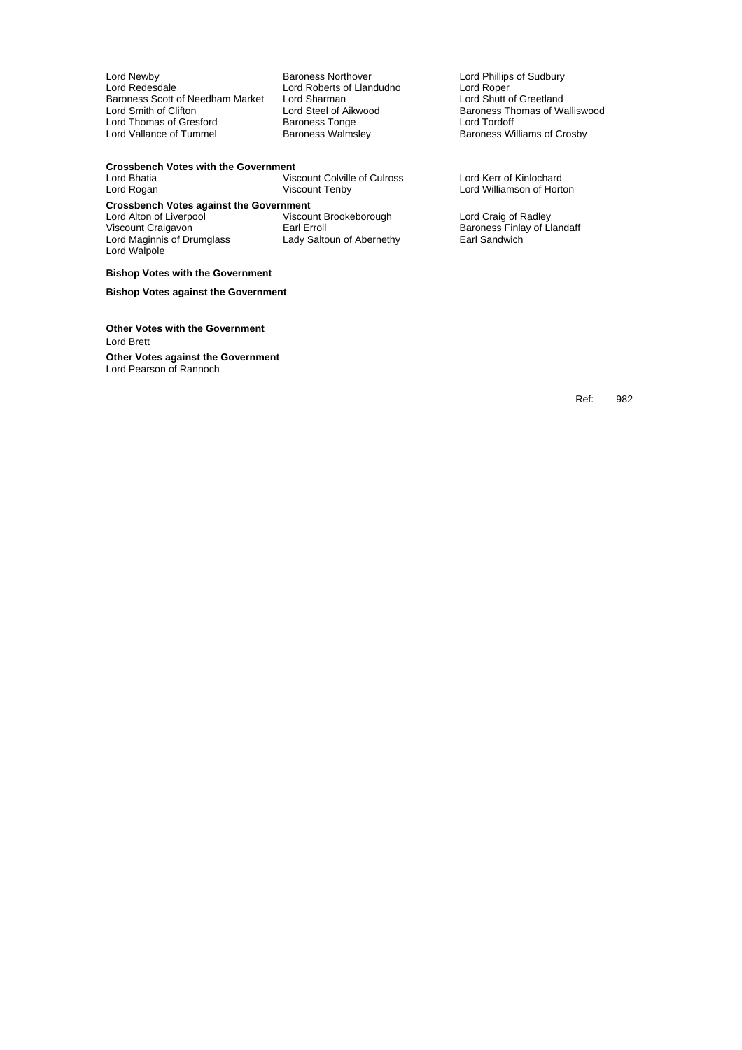Lord Newby
Lord Redesdale
Baroness Scott of Needham Market
Lord Smith of Clifton
Lord Thomas of Gresford
Lord Vallance of Tummel
Baroness Northover
Lord Roberts of Llandudno
Lord Sharman
Lord Steel of Aikwood
Baroness Tonge
Baroness Walmsley
Lord Phillips of Sudbury
Lord Roper
Lord Shutt of Greetland
Baroness Thomas of Walliswood
Lord Tordoff
Baroness Williams of Crosby

**Crossbench Votes with the Government**

Lord Bhatia
Lord Rogan
Viscount Colville of Culross
Viscount Tenby
Lord Kerr of Kinlochard
Lord Williamson of Horton

**Crossbench Votes against the Government**

Lord Alton of Liverpool
Viscount Craigavon
Lord Maginnis of Drumglass
Lord Walpole
Viscount Brookeborough
Earl Erroll
Lady Saltoun of Abernethy
Lord Craig of Radley
Baroness Finlay of Llandaff
Earl Sandwich

**Bishop Votes with the Government**

**Bishop Votes against the Government**

**Other Votes with the Government**

Lord Brett

**Other Votes against the Government**

Lord Pearson of Rannoch

Ref: 982